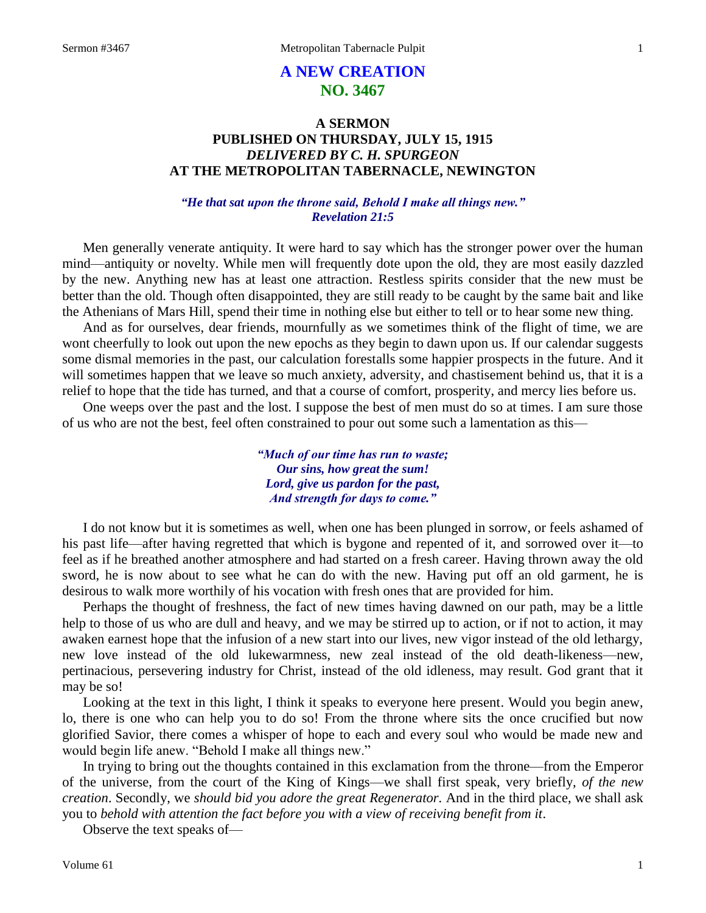# A NEW CREATION
# NO. 3467

## A SERMON
## PUBLISHED ON THURSDAY, JULY 15, 1915
## *DELIVERED BY C. H. SPURGEON*
## AT THE METROPOLITAN TABERNACLE, NEWINGTON

***"He that sat upon the throne said, Behold I make all things new."***
***Revelation 21:5***

Men generally venerate antiquity. It were hard to say which has the stronger power over the human mind—antiquity or novelty. While men will frequently dote upon the old, they are most easily dazzled by the new. Anything new has at least one attraction. Restless spirits consider that the new must be better than the old. Though often disappointed, they are still ready to be caught by the same bait and like the Athenians of Mars Hill, spend their time in nothing else but either to tell or to hear some new thing.

And as for ourselves, dear friends, mournfully as we sometimes think of the flight of time, we are wont cheerfully to look out upon the new epochs as they begin to dawn upon us. If our calendar suggests some dismal memories in the past, our calculation forestalls some happier prospects in the future. And it will sometimes happen that we leave so much anxiety, adversity, and chastisement behind us, that it is a relief to hope that the tide has turned, and that a course of comfort, prosperity, and mercy lies before us.

One weeps over the past and the lost. I suppose the best of men must do so at times. I am sure those of us who are not the best, feel often constrained to pour out some such a lamentation as this—

*"Much of our time has run to waste;*
*Our sins, how great the sum!*
*Lord, give us pardon for the past,*
*And strength for days to come."*

I do not know but it is sometimes as well, when one has been plunged in sorrow, or feels ashamed of his past life—after having regretted that which is bygone and repented of it, and sorrowed over it—to feel as if he breathed another atmosphere and had started on a fresh career. Having thrown away the old sword, he is now about to see what he can do with the new. Having put off an old garment, he is desirous to walk more worthily of his vocation with fresh ones that are provided for him.

Perhaps the thought of freshness, the fact of new times having dawned on our path, may be a little help to those of us who are dull and heavy, and we may be stirred up to action, or if not to action, it may awaken earnest hope that the infusion of a new start into our lives, new vigor instead of the old lethargy, new love instead of the old lukewarmness, new zeal instead of the old death-likeness—new, pertinacious, persevering industry for Christ, instead of the old idleness, may result. God grant that it may be so!

Looking at the text in this light, I think it speaks to everyone here present. Would you begin anew, lo, there is one who can help you to do so! From the throne where sits the once crucified but now glorified Savior, there comes a whisper of hope to each and every soul who would be made new and would begin life anew. "Behold I make all things new."

In trying to bring out the thoughts contained in this exclamation from the throne—from the Emperor of the universe, from the court of the King of Kings—we shall first speak, very briefly, *of the new creation*. Secondly, we *should bid you adore the great Regenerator.* And in the third place, we shall ask you to *behold with attention the fact before you with a view of receiving benefit from it*.

Observe the text speaks of—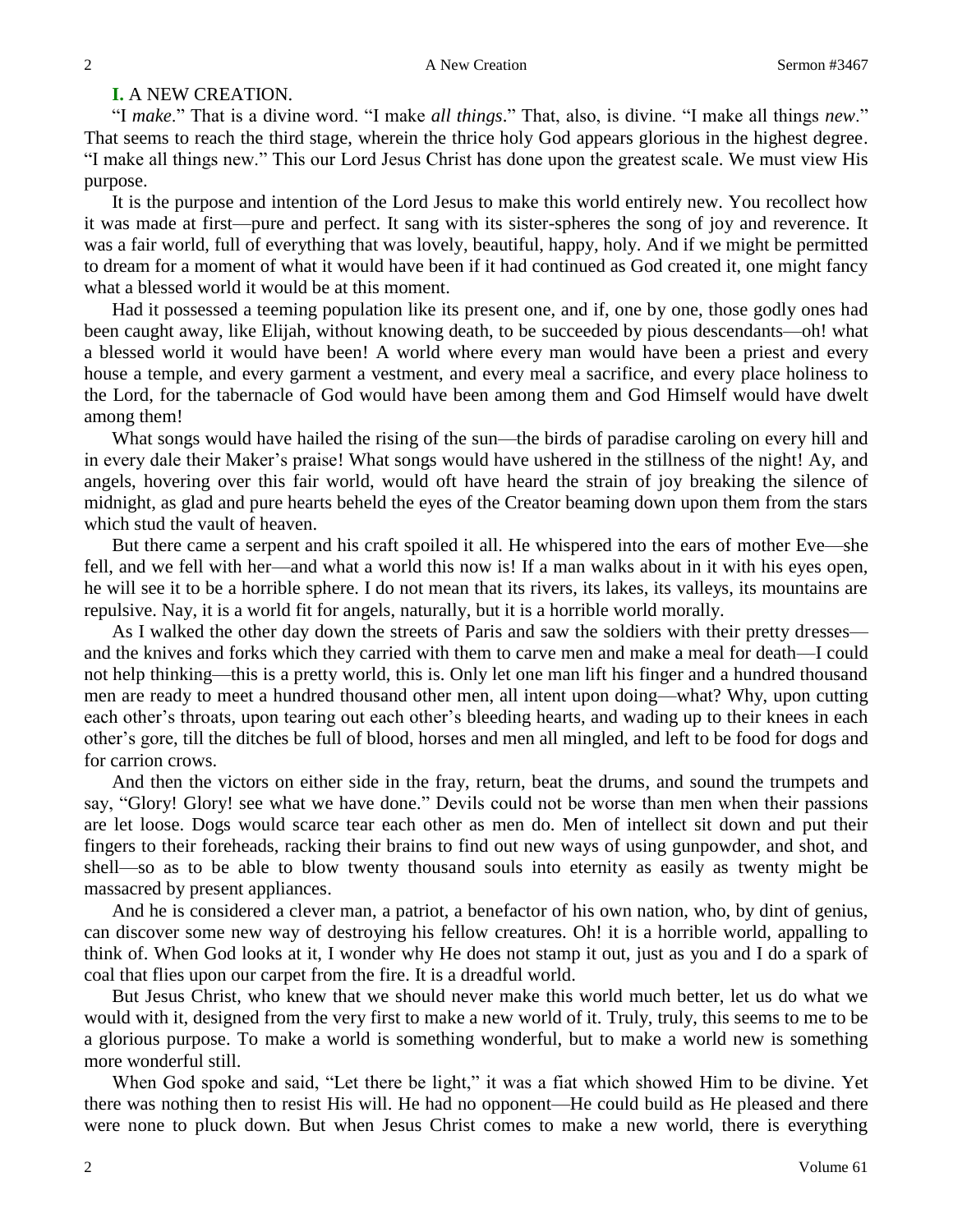**I.** A NEW CREATION.

"I *make*." That is a divine word. "I make *all things*." That, also, is divine. "I make all things *new*." That seems to reach the third stage, wherein the thrice holy God appears glorious in the highest degree. "I make all things new." This our Lord Jesus Christ has done upon the greatest scale. We must view His purpose.

It is the purpose and intention of the Lord Jesus to make this world entirely new. You recollect how it was made at first—pure and perfect. It sang with its sister-spheres the song of joy and reverence. It was a fair world, full of everything that was lovely, beautiful, happy, holy. And if we might be permitted to dream for a moment of what it would have been if it had continued as God created it, one might fancy what a blessed world it would be at this moment.

Had it possessed a teeming population like its present one, and if, one by one, those godly ones had been caught away, like Elijah, without knowing death, to be succeeded by pious descendants—oh! what a blessed world it would have been! A world where every man would have been a priest and every house a temple, and every garment a vestment, and every meal a sacrifice, and every place holiness to the Lord, for the tabernacle of God would have been among them and God Himself would have dwelt among them!

What songs would have hailed the rising of the sun—the birds of paradise caroling on every hill and in every dale their Maker's praise! What songs would have ushered in the stillness of the night! Ay, and angels, hovering over this fair world, would oft have heard the strain of joy breaking the silence of midnight, as glad and pure hearts beheld the eyes of the Creator beaming down upon them from the stars which stud the vault of heaven.

But there came a serpent and his craft spoiled it all. He whispered into the ears of mother Eve—she fell, and we fell with her—and what a world this now is! If a man walks about in it with his eyes open, he will see it to be a horrible sphere. I do not mean that its rivers, its lakes, its valleys, its mountains are repulsive. Nay, it is a world fit for angels, naturally, but it is a horrible world morally.

As I walked the other day down the streets of Paris and saw the soldiers with their pretty dresses—and the knives and forks which they carried with them to carve men and make a meal for death—I could not help thinking—this is a pretty world, this is. Only let one man lift his finger and a hundred thousand men are ready to meet a hundred thousand other men, all intent upon doing—what? Why, upon cutting each other's throats, upon tearing out each other's bleeding hearts, and wading up to their knees in each other's gore, till the ditches be full of blood, horses and men all mingled, and left to be food for dogs and for carrion crows.

And then the victors on either side in the fray, return, beat the drums, and sound the trumpets and say, "Glory! Glory! see what we have done." Devils could not be worse than men when their passions are let loose. Dogs would scarce tear each other as men do. Men of intellect sit down and put their fingers to their foreheads, racking their brains to find out new ways of using gunpowder, and shot, and shell—so as to be able to blow twenty thousand souls into eternity as easily as twenty might be massacred by present appliances.

And he is considered a clever man, a patriot, a benefactor of his own nation, who, by dint of genius, can discover some new way of destroying his fellow creatures. Oh! it is a horrible world, appalling to think of. When God looks at it, I wonder why He does not stamp it out, just as you and I do a spark of coal that flies upon our carpet from the fire. It is a dreadful world.

But Jesus Christ, who knew that we should never make this world much better, let us do what we would with it, designed from the very first to make a new world of it. Truly, truly, this seems to me to be a glorious purpose. To make a world is something wonderful, but to make a world new is something more wonderful still.

When God spoke and said, "Let there be light," it was a fiat which showed Him to be divine. Yet there was nothing then to resist His will. He had no opponent—He could build as He pleased and there were none to pluck down. But when Jesus Christ comes to make a new world, there is everything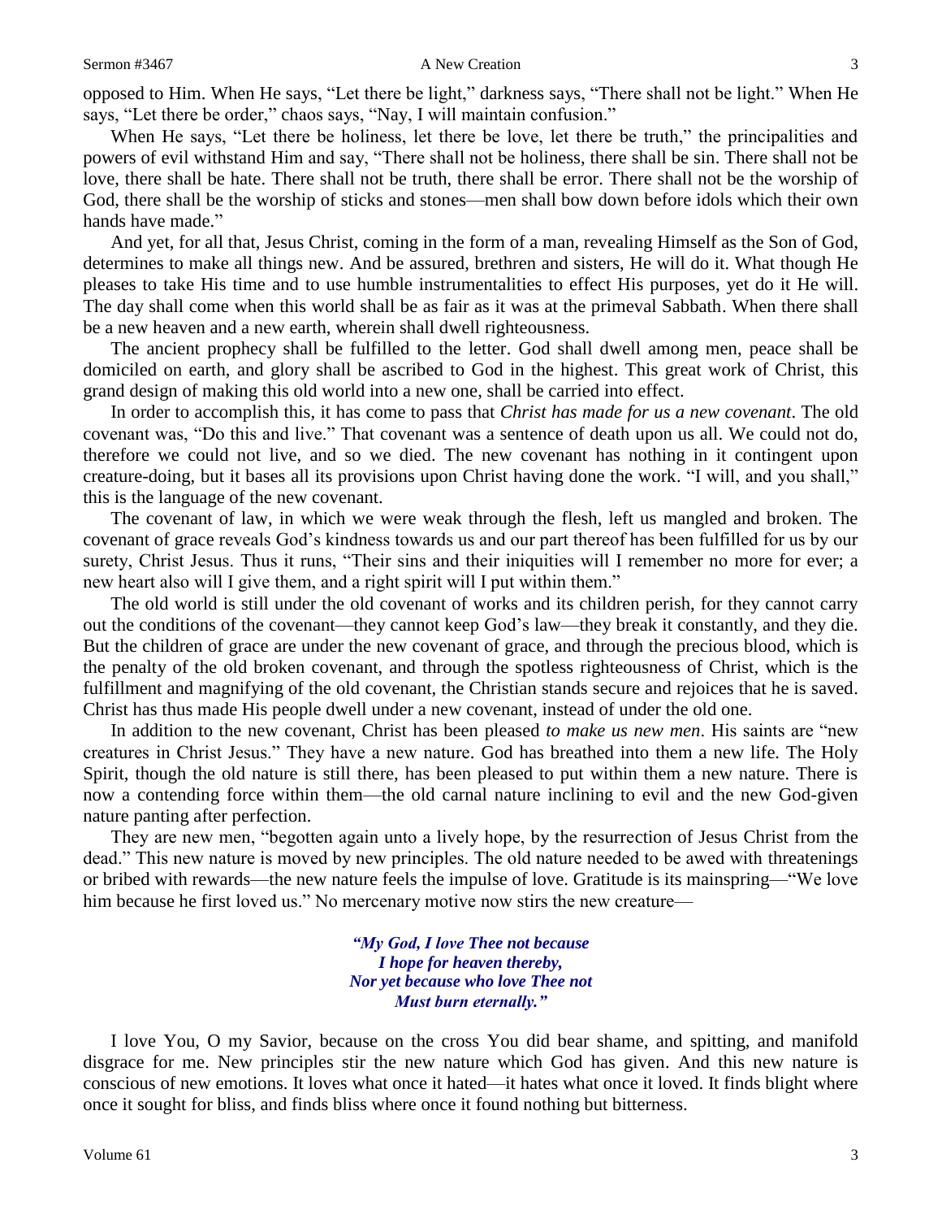opposed to Him. When He says, "Let there be light," darkness says, "There shall not be light." When He says, "Let there be order," chaos says, "Nay, I will maintain confusion."

When He says, "Let there be holiness, let there be love, let there be truth," the principalities and powers of evil withstand Him and say, "There shall not be holiness, there shall be sin. There shall not be love, there shall be hate. There shall not be truth, there shall be error. There shall not be the worship of God, there shall be the worship of sticks and stones—men shall bow down before idols which their own hands have made."

And yet, for all that, Jesus Christ, coming in the form of a man, revealing Himself as the Son of God, determines to make all things new. And be assured, brethren and sisters, He will do it. What though He pleases to take His time and to use humble instrumentalities to effect His purposes, yet do it He will. The day shall come when this world shall be as fair as it was at the primeval Sabbath. When there shall be a new heaven and a new earth, wherein shall dwell righteousness.

The ancient prophecy shall be fulfilled to the letter. God shall dwell among men, peace shall be domiciled on earth, and glory shall be ascribed to God in the highest. This great work of Christ, this grand design of making this old world into a new one, shall be carried into effect.

In order to accomplish this, it has come to pass that *Christ has made for us a new covenant*. The old covenant was, "Do this and live." That covenant was a sentence of death upon us all. We could not do, therefore we could not live, and so we died. The new covenant has nothing in it contingent upon creature-doing, but it bases all its provisions upon Christ having done the work. "I will, and you shall," this is the language of the new covenant.

The covenant of law, in which we were weak through the flesh, left us mangled and broken. The covenant of grace reveals God's kindness towards us and our part thereof has been fulfilled for us by our surety, Christ Jesus. Thus it runs, "Their sins and their iniquities will I remember no more for ever; a new heart also will I give them, and a right spirit will I put within them."

The old world is still under the old covenant of works and its children perish, for they cannot carry out the conditions of the covenant—they cannot keep God's law—they break it constantly, and they die. But the children of grace are under the new covenant of grace, and through the precious blood, which is the penalty of the old broken covenant, and through the spotless righteousness of Christ, which is the fulfillment and magnifying of the old covenant, the Christian stands secure and rejoices that he is saved. Christ has thus made His people dwell under a new covenant, instead of under the old one.

In addition to the new covenant, Christ has been pleased *to make us new men*. His saints are "new creatures in Christ Jesus." They have a new nature. God has breathed into them a new life. The Holy Spirit, though the old nature is still there, has been pleased to put within them a new nature. There is now a contending force within them—the old carnal nature inclining to evil and the new God-given nature panting after perfection.

They are new men, "begotten again unto a lively hope, by the resurrection of Jesus Christ from the dead." This new nature is moved by new principles. The old nature needed to be awed with threatenings or bribed with rewards—the new nature feels the impulse of love. Gratitude is its mainspring—"We love him because he first loved us." No mercenary motive now stirs the new creature—

> ***"My God, I love Thee not because***
> ***I hope for heaven thereby,***
> ***Nor yet because who love Thee not***
> ***Must burn eternally."***

I love You, O my Savior, because on the cross You did bear shame, and spitting, and manifold disgrace for me. New principles stir the new nature which God has given. And this new nature is conscious of new emotions. It loves what once it hated—it hates what once it loved. It finds blight where once it sought for bliss, and finds bliss where once it found nothing but bitterness.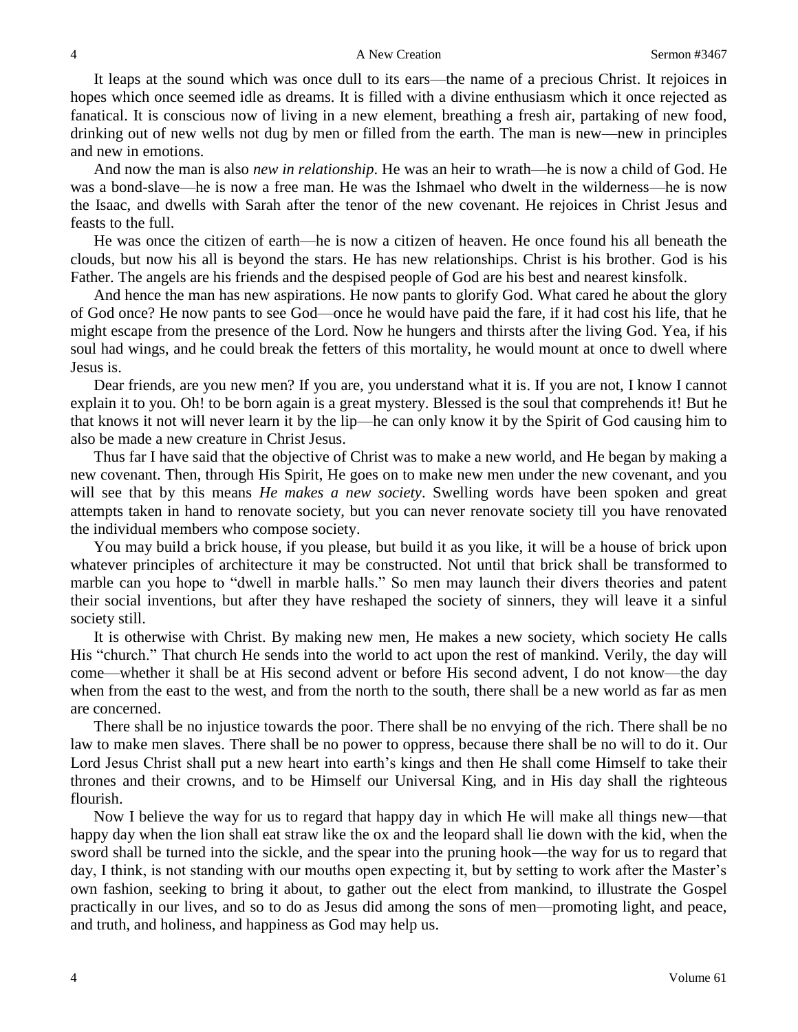It leaps at the sound which was once dull to its ears—the name of a precious Christ. It rejoices in hopes which once seemed idle as dreams. It is filled with a divine enthusiasm which it once rejected as fanatical. It is conscious now of living in a new element, breathing a fresh air, partaking of new food, drinking out of new wells not dug by men or filled from the earth. The man is new—new in principles and new in emotions.

And now the man is also *new in relationship*. He was an heir to wrath—he is now a child of God. He was a bond-slave—he is now a free man. He was the Ishmael who dwelt in the wilderness—he is now the Isaac, and dwells with Sarah after the tenor of the new covenant. He rejoices in Christ Jesus and feasts to the full.

He was once the citizen of earth—he is now a citizen of heaven. He once found his all beneath the clouds, but now his all is beyond the stars. He has new relationships. Christ is his brother. God is his Father. The angels are his friends and the despised people of God are his best and nearest kinsfolk.

And hence the man has new aspirations. He now pants to glorify God. What cared he about the glory of God once? He now pants to see God—once he would have paid the fare, if it had cost his life, that he might escape from the presence of the Lord. Now he hungers and thirsts after the living God. Yea, if his soul had wings, and he could break the fetters of this mortality, he would mount at once to dwell where Jesus is.

Dear friends, are you new men? If you are, you understand what it is. If you are not, I know I cannot explain it to you. Oh! to be born again is a great mystery. Blessed is the soul that comprehends it! But he that knows it not will never learn it by the lip—he can only know it by the Spirit of God causing him to also be made a new creature in Christ Jesus.

Thus far I have said that the objective of Christ was to make a new world, and He began by making a new covenant. Then, through His Spirit, He goes on to make new men under the new covenant, and you will see that by this means *He makes a new society*. Swelling words have been spoken and great attempts taken in hand to renovate society, but you can never renovate society till you have renovated the individual members who compose society.

You may build a brick house, if you please, but build it as you like, it will be a house of brick upon whatever principles of architecture it may be constructed. Not until that brick shall be transformed to marble can you hope to "dwell in marble halls." So men may launch their divers theories and patent their social inventions, but after they have reshaped the society of sinners, they will leave it a sinful society still.

It is otherwise with Christ. By making new men, He makes a new society, which society He calls His "church." That church He sends into the world to act upon the rest of mankind. Verily, the day will come—whether it shall be at His second advent or before His second advent, I do not know—the day when from the east to the west, and from the north to the south, there shall be a new world as far as men are concerned.

There shall be no injustice towards the poor. There shall be no envying of the rich. There shall be no law to make men slaves. There shall be no power to oppress, because there shall be no will to do it. Our Lord Jesus Christ shall put a new heart into earth's kings and then He shall come Himself to take their thrones and their crowns, and to be Himself our Universal King, and in His day shall the righteous flourish.

Now I believe the way for us to regard that happy day in which He will make all things new—that happy day when the lion shall eat straw like the ox and the leopard shall lie down with the kid, when the sword shall be turned into the sickle, and the spear into the pruning hook—the way for us to regard that day, I think, is not standing with our mouths open expecting it, but by setting to work after the Master's own fashion, seeking to bring it about, to gather out the elect from mankind, to illustrate the Gospel practically in our lives, and so to do as Jesus did among the sons of men—promoting light, and peace, and truth, and holiness, and happiness as God may help us.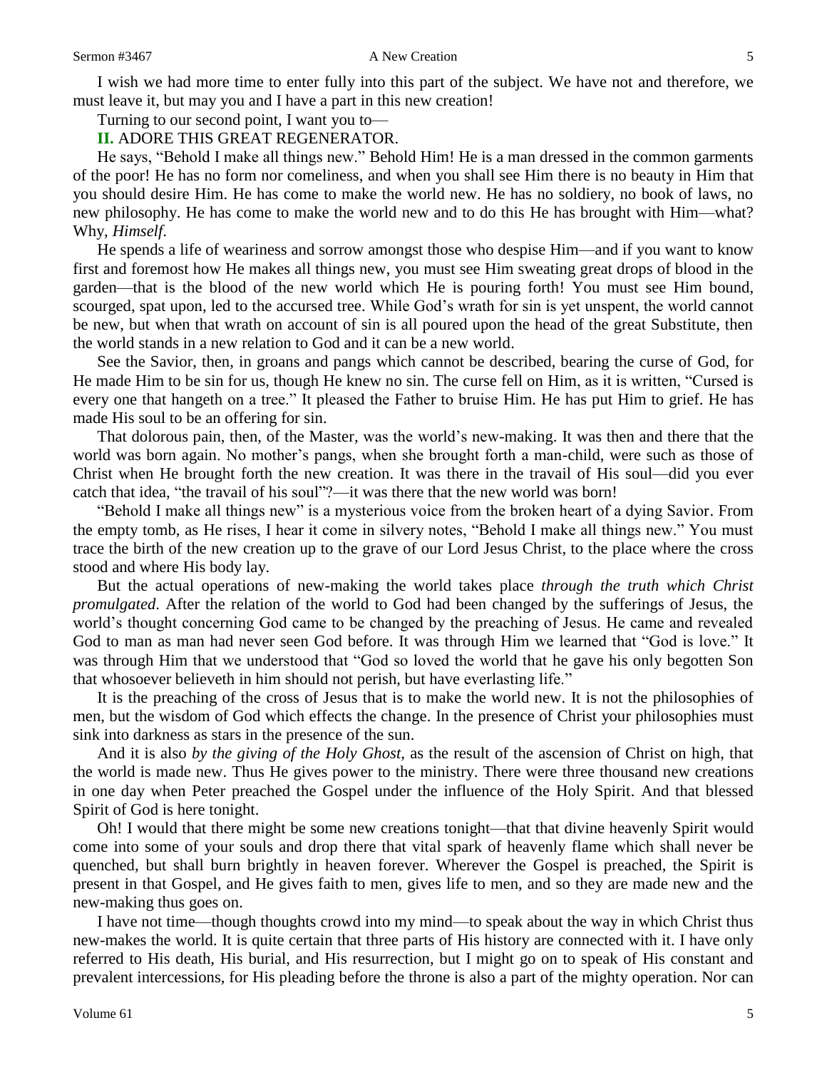I wish we had more time to enter fully into this part of the subject. We have not and therefore, we must leave it, but may you and I have a part in this new creation!

Turning to our second point, I want you to—

**II.** ADORE THIS GREAT REGENERATOR.

He says, "Behold I make all things new." Behold Him! He is a man dressed in the common garments of the poor! He has no form nor comeliness, and when you shall see Him there is no beauty in Him that you should desire Him. He has come to make the world new. He has no soldiery, no book of laws, no new philosophy. He has come to make the world new and to do this He has brought with Him—what? Why, *Himself*.

He spends a life of weariness and sorrow amongst those who despise Him—and if you want to know first and foremost how He makes all things new, you must see Him sweating great drops of blood in the garden—that is the blood of the new world which He is pouring forth! You must see Him bound, scourged, spat upon, led to the accursed tree. While God's wrath for sin is yet unspent, the world cannot be new, but when that wrath on account of sin is all poured upon the head of the great Substitute, then the world stands in a new relation to God and it can be a new world.

See the Savior, then, in groans and pangs which cannot be described, bearing the curse of God, for He made Him to be sin for us, though He knew no sin. The curse fell on Him, as it is written, "Cursed is every one that hangeth on a tree." It pleased the Father to bruise Him. He has put Him to grief. He has made His soul to be an offering for sin.

That dolorous pain, then, of the Master, was the world's new-making. It was then and there that the world was born again. No mother's pangs, when she brought forth a man-child, were such as those of Christ when He brought forth the new creation. It was there in the travail of His soul—did you ever catch that idea, "the travail of his soul"?—it was there that the new world was born!

"Behold I make all things new" is a mysterious voice from the broken heart of a dying Savior. From the empty tomb, as He rises, I hear it come in silvery notes, "Behold I make all things new." You must trace the birth of the new creation up to the grave of our Lord Jesus Christ, to the place where the cross stood and where His body lay.

But the actual operations of new-making the world takes place *through the truth which Christ promulgated*. After the relation of the world to God had been changed by the sufferings of Jesus, the world's thought concerning God came to be changed by the preaching of Jesus. He came and revealed God to man as man had never seen God before. It was through Him we learned that "God is love." It was through Him that we understood that "God so loved the world that he gave his only begotten Son that whosoever believeth in him should not perish, but have everlasting life."

It is the preaching of the cross of Jesus that is to make the world new. It is not the philosophies of men, but the wisdom of God which effects the change. In the presence of Christ your philosophies must sink into darkness as stars in the presence of the sun.

And it is also *by the giving of the Holy Ghost*, as the result of the ascension of Christ on high, that the world is made new. Thus He gives power to the ministry. There were three thousand new creations in one day when Peter preached the Gospel under the influence of the Holy Spirit. And that blessed Spirit of God is here tonight.

Oh! I would that there might be some new creations tonight—that that divine heavenly Spirit would come into some of your souls and drop there that vital spark of heavenly flame which shall never be quenched, but shall burn brightly in heaven forever. Wherever the Gospel is preached, the Spirit is present in that Gospel, and He gives faith to men, gives life to men, and so they are made new and the new-making thus goes on.

I have not time—though thoughts crowd into my mind—to speak about the way in which Christ thus new-makes the world. It is quite certain that three parts of His history are connected with it. I have only referred to His death, His burial, and His resurrection, but I might go on to speak of His constant and prevalent intercessions, for His pleading before the throne is also a part of the mighty operation. Nor can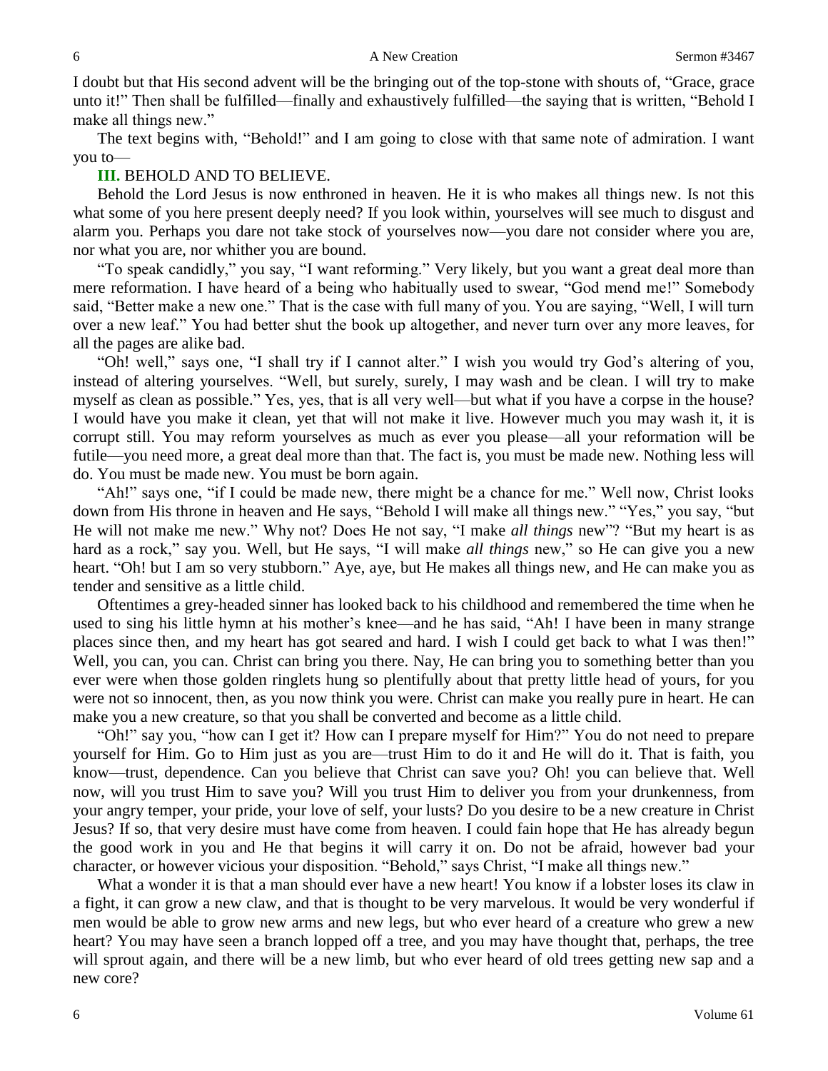I doubt but that His second advent will be the bringing out of the top-stone with shouts of, "Grace, grace unto it!" Then shall be fulfilled—finally and exhaustively fulfilled—the saying that is written, "Behold I make all things new."

The text begins with, "Behold!" and I am going to close with that same note of admiration. I want you to—

**III.** BEHOLD AND TO BELIEVE.

Behold the Lord Jesus is now enthroned in heaven. He it is who makes all things new. Is not this what some of you here present deeply need? If you look within, yourselves will see much to disgust and alarm you. Perhaps you dare not take stock of yourselves now—you dare not consider where you are, nor what you are, nor whither you are bound.

"To speak candidly," you say, "I want reforming." Very likely, but you want a great deal more than mere reformation. I have heard of a being who habitually used to swear, "God mend me!" Somebody said, "Better make a new one." That is the case with full many of you. You are saying, "Well, I will turn over a new leaf." You had better shut the book up altogether, and never turn over any more leaves, for all the pages are alike bad.

"Oh! well," says one, "I shall try if I cannot alter." I wish you would try God's altering of you, instead of altering yourselves. "Well, but surely, surely, I may wash and be clean. I will try to make myself as clean as possible." Yes, yes, that is all very well—but what if you have a corpse in the house? I would have you make it clean, yet that will not make it live. However much you may wash it, it is corrupt still. You may reform yourselves as much as ever you please—all your reformation will be futile—you need more, a great deal more than that. The fact is, you must be made new. Nothing less will do. You must be made new. You must be born again.

"Ah!" says one, "if I could be made new, there might be a chance for me." Well now, Christ looks down from His throne in heaven and He says, "Behold I will make all things new." "Yes," you say, "but He will not make me new." Why not? Does He not say, "I make *all things* new"? "But my heart is as hard as a rock," say you. Well, but He says, "I will make *all things* new," so He can give you a new heart. "Oh! but I am so very stubborn." Aye, aye, but He makes all things new, and He can make you as tender and sensitive as a little child.

Oftentimes a grey-headed sinner has looked back to his childhood and remembered the time when he used to sing his little hymn at his mother's knee—and he has said, "Ah! I have been in many strange places since then, and my heart has got seared and hard. I wish I could get back to what I was then!" Well, you can, you can. Christ can bring you there. Nay, He can bring you to something better than you ever were when those golden ringlets hung so plentifully about that pretty little head of yours, for you were not so innocent, then, as you now think you were. Christ can make you really pure in heart. He can make you a new creature, so that you shall be converted and become as a little child.

"Oh!" say you, "how can I get it? How can I prepare myself for Him?" You do not need to prepare yourself for Him. Go to Him just as you are—trust Him to do it and He will do it. That is faith, you know—trust, dependence. Can you believe that Christ can save you? Oh! you can believe that. Well now, will you trust Him to save you? Will you trust Him to deliver you from your drunkenness, from your angry temper, your pride, your love of self, your lusts? Do you desire to be a new creature in Christ Jesus? If so, that very desire must have come from heaven. I could fain hope that He has already begun the good work in you and He that begins it will carry it on. Do not be afraid, however bad your character, or however vicious your disposition. "Behold," says Christ, "I make all things new."

What a wonder it is that a man should ever have a new heart! You know if a lobster loses its claw in a fight, it can grow a new claw, and that is thought to be very marvelous. It would be very wonderful if men would be able to grow new arms and new legs, but who ever heard of a creature who grew a new heart? You may have seen a branch lopped off a tree, and you may have thought that, perhaps, the tree will sprout again, and there will be a new limb, but who ever heard of old trees getting new sap and a new core?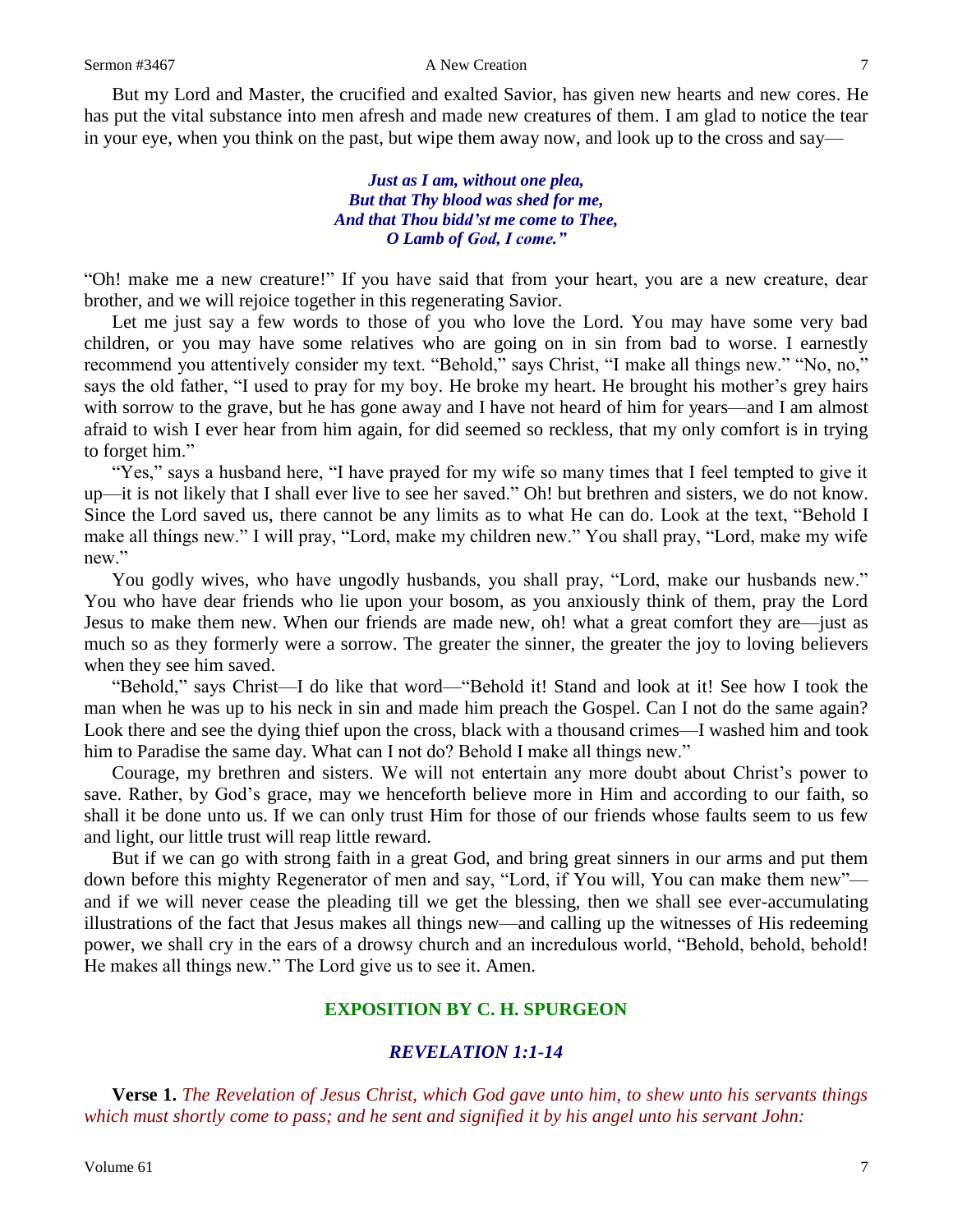But my Lord and Master, the crucified and exalted Savior, has given new hearts and new cores. He has put the vital substance into men afresh and made new creatures of them. I am glad to notice the tear in your eye, when you think on the past, but wipe them away now, and look up to the cross and say—

*Just as I am, without one plea,*
*But that Thy blood was shed for me,*
*And that Thou bidd'st me come to Thee,*
*O Lamb of God, I come."*

"Oh! make me a new creature!" If you have said that from your heart, you are a new creature, dear brother, and we will rejoice together in this regenerating Savior.

Let me just say a few words to those of you who love the Lord. You may have some very bad children, or you may have some relatives who are going on in sin from bad to worse. I earnestly recommend you attentively consider my text. "Behold," says Christ, "I make all things new." "No, no," says the old father, "I used to pray for my boy. He broke my heart. He brought his mother's grey hairs with sorrow to the grave, but he has gone away and I have not heard of him for years—and I am almost afraid to wish I ever hear from him again, for did seemed so reckless, that my only comfort is in trying to forget him."

"Yes," says a husband here, "I have prayed for my wife so many times that I feel tempted to give it up—it is not likely that I shall ever live to see her saved." Oh! but brethren and sisters, we do not know. Since the Lord saved us, there cannot be any limits as to what He can do. Look at the text, "Behold I make all things new." I will pray, "Lord, make my children new." You shall pray, "Lord, make my wife new."

You godly wives, who have ungodly husbands, you shall pray, "Lord, make our husbands new." You who have dear friends who lie upon your bosom, as you anxiously think of them, pray the Lord Jesus to make them new. When our friends are made new, oh! what a great comfort they are—just as much so as they formerly were a sorrow. The greater the sinner, the greater the joy to loving believers when they see him saved.

"Behold," says Christ—I do like that word—"Behold it! Stand and look at it! See how I took the man when he was up to his neck in sin and made him preach the Gospel. Can I not do the same again? Look there and see the dying thief upon the cross, black with a thousand crimes—I washed him and took him to Paradise the same day. What can I not do? Behold I make all things new."

Courage, my brethren and sisters. We will not entertain any more doubt about Christ's power to save. Rather, by God's grace, may we henceforth believe more in Him and according to our faith, so shall it be done unto us. If we can only trust Him for those of our friends whose faults seem to us few and light, our little trust will reap little reward.

But if we can go with strong faith in a great God, and bring great sinners in our arms and put them down before this mighty Regenerator of men and say, "Lord, if You will, You can make them new"—and if we will never cease the pleading till we get the blessing, then we shall see ever-accumulating illustrations of the fact that Jesus makes all things new—and calling up the witnesses of His redeeming power, we shall cry in the ears of a drowsy church and an incredulous world, "Behold, behold, behold! He makes all things new." The Lord give us to see it. Amen.

## EXPOSITION BY C. H. SPURGEON

### *REVELATION 1:1-14*

**Verse 1.** *The Revelation of Jesus Christ, which God gave unto him, to shew unto his servants things which must shortly come to pass; and he sent and signified it by his angel unto his servant John:*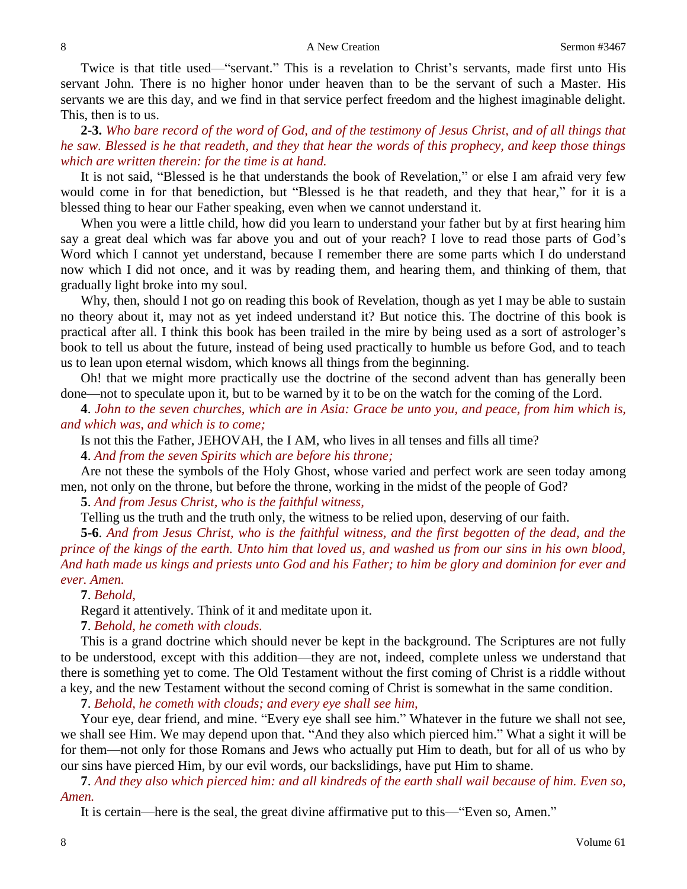Twice is that title used—"servant." This is a revelation to Christ's servants, made first unto His servant John. There is no higher honor under heaven than to be the servant of such a Master. His servants we are this day, and we find in that service perfect freedom and the highest imaginable delight. This, then is to us.

**2-3.** *Who bare record of the word of God, and of the testimony of Jesus Christ, and of all things that he saw. Blessed is he that readeth, and they that hear the words of this prophecy, and keep those things which are written therein: for the time is at hand.*

It is not said, "Blessed is he that understands the book of Revelation," or else I am afraid very few would come in for that benediction, but "Blessed is he that readeth, and they that hear," for it is a blessed thing to hear our Father speaking, even when we cannot understand it.

When you were a little child, how did you learn to understand your father but by at first hearing him say a great deal which was far above you and out of your reach? I love to read those parts of God's Word which I cannot yet understand, because I remember there are some parts which I do understand now which I did not once, and it was by reading them, and hearing them, and thinking of them, that gradually light broke into my soul.

Why, then, should I not go on reading this book of Revelation, though as yet I may be able to sustain no theory about it, may not as yet indeed understand it? But notice this. The doctrine of this book is practical after all. I think this book has been trailed in the mire by being used as a sort of astrologer's book to tell us about the future, instead of being used practically to humble us before God, and to teach us to lean upon eternal wisdom, which knows all things from the beginning.

Oh! that we might more practically use the doctrine of the second advent than has generally been done—not to speculate upon it, but to be warned by it to be on the watch for the coming of the Lord.

**4**. *John to the seven churches, which are in Asia: Grace be unto you, and peace, from him which is, and which was, and which is to come;*

Is not this the Father, JEHOVAH, the I AM, who lives in all tenses and fills all time?

**4**. *And from the seven Spirits which are before his throne;*

Are not these the symbols of the Holy Ghost, whose varied and perfect work are seen today among men, not only on the throne, but before the throne, working in the midst of the people of God?

**5**. *And from Jesus Christ, who is the faithful witness,*

Telling us the truth and the truth only, the witness to be relied upon, deserving of our faith.

**5-6**. *And from Jesus Christ, who is the faithful witness, and the first begotten of the dead, and the prince of the kings of the earth. Unto him that loved us, and washed us from our sins in his own blood, And hath made us kings and priests unto God and his Father; to him be glory and dominion for ever and ever. Amen.*

**7**. *Behold,*

Regard it attentively. Think of it and meditate upon it.

**7**. *Behold, he cometh with clouds.*

This is a grand doctrine which should never be kept in the background. The Scriptures are not fully to be understood, except with this addition—they are not, indeed, complete unless we understand that there is something yet to come. The Old Testament without the first coming of Christ is a riddle without a key, and the new Testament without the second coming of Christ is somewhat in the same condition.

**7**. *Behold, he cometh with clouds; and every eye shall see him,*

Your eye, dear friend, and mine. "Every eye shall see him." Whatever in the future we shall not see, we shall see Him. We may depend upon that. "And they also which pierced him." What a sight it will be for them—not only for those Romans and Jews who actually put Him to death, but for all of us who by our sins have pierced Him, by our evil words, our backslidings, have put Him to shame.

**7**. *And they also which pierced him: and all kindreds of the earth shall wail because of him. Even so, Amen.*

It is certain—here is the seal, the great divine affirmative put to this—"Even so, Amen."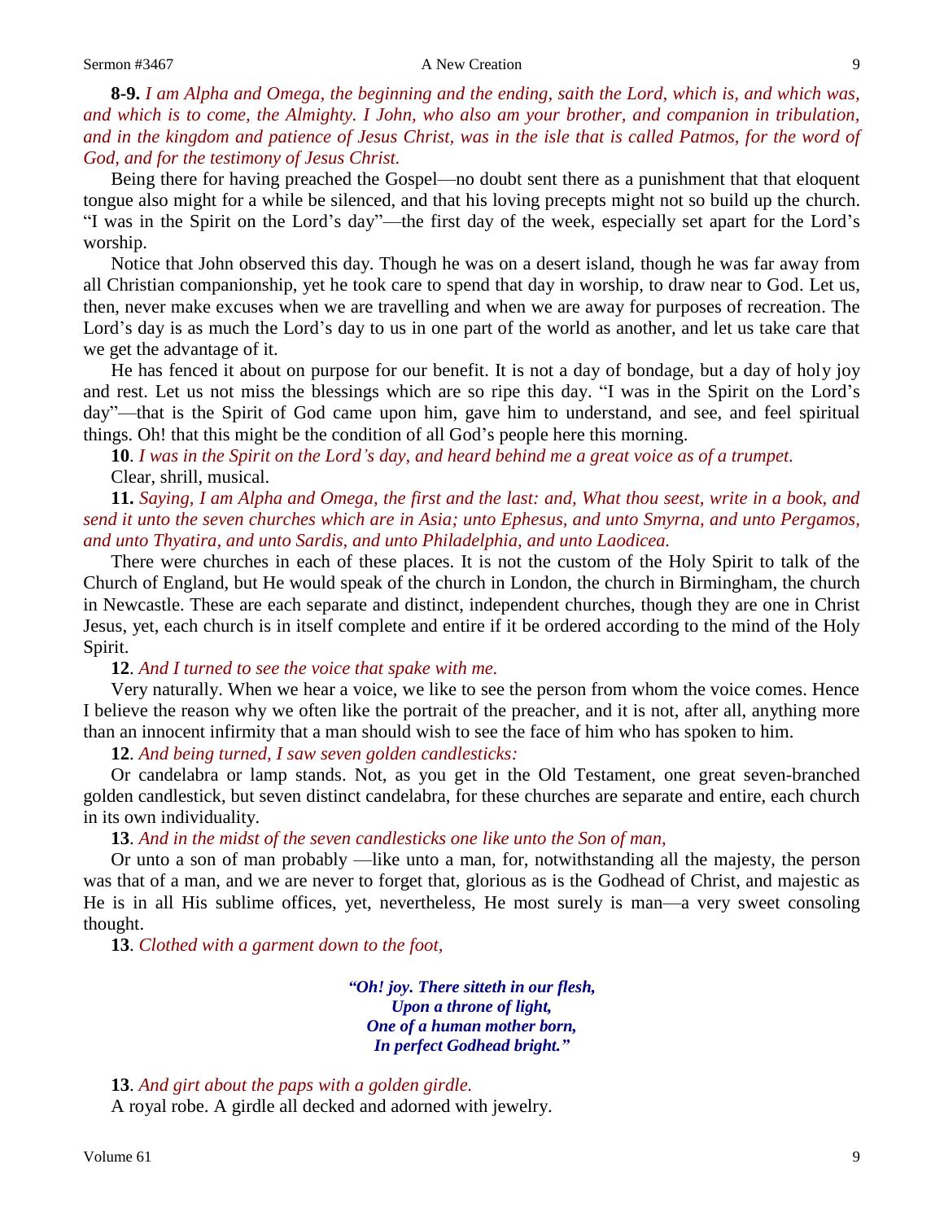**8-9.** *I am Alpha and Omega, the beginning and the ending, saith the Lord, which is, and which was, and which is to come, the Almighty. I John, who also am your brother, and companion in tribulation, and in the kingdom and patience of Jesus Christ, was in the isle that is called Patmos, for the word of God, and for the testimony of Jesus Christ.*

Being there for having preached the Gospel—no doubt sent there as a punishment that that eloquent tongue also might for a while be silenced, and that his loving precepts might not so build up the church. "I was in the Spirit on the Lord's day"—the first day of the week, especially set apart for the Lord's worship.

Notice that John observed this day. Though he was on a desert island, though he was far away from all Christian companionship, yet he took care to spend that day in worship, to draw near to God. Let us, then, never make excuses when we are travelling and when we are away for purposes of recreation. The Lord's day is as much the Lord's day to us in one part of the world as another, and let us take care that we get the advantage of it.

He has fenced it about on purpose for our benefit. It is not a day of bondage, but a day of holy joy and rest. Let us not miss the blessings which are so ripe this day. "I was in the Spirit on the Lord's day"—that is the Spirit of God came upon him, gave him to understand, and see, and feel spiritual things. Oh! that this might be the condition of all God's people here this morning.

**10**. *I was in the Spirit on the Lord's day, and heard behind me a great voice as of a trumpet.*

Clear, shrill, musical.

**11.** *Saying, I am Alpha and Omega, the first and the last: and, What thou seest, write in a book, and send it unto the seven churches which are in Asia; unto Ephesus, and unto Smyrna, and unto Pergamos, and unto Thyatira, and unto Sardis, and unto Philadelphia, and unto Laodicea.*

There were churches in each of these places. It is not the custom of the Holy Spirit to talk of the Church of England, but He would speak of the church in London, the church in Birmingham, the church in Newcastle. These are each separate and distinct, independent churches, though they are one in Christ Jesus, yet, each church is in itself complete and entire if it be ordered according to the mind of the Holy Spirit.

**12**. *And I turned to see the voice that spake with me.*

Very naturally. When we hear a voice, we like to see the person from whom the voice comes. Hence I believe the reason why we often like the portrait of the preacher, and it is not, after all, anything more than an innocent infirmity that a man should wish to see the face of him who has spoken to him.

**12**. *And being turned, I saw seven golden candlesticks:*

Or candelabra or lamp stands. Not, as you get in the Old Testament, one great seven-branched golden candlestick, but seven distinct candelabra, for these churches are separate and entire, each church in its own individuality.

**13**. *And in the midst of the seven candlesticks one like unto the Son of man,*

Or unto a son of man probably —like unto a man, for, notwithstanding all the majesty, the person was that of a man, and we are never to forget that, glorious as is the Godhead of Christ, and majestic as He is in all His sublime offices, yet, nevertheless, He most surely is man—a very sweet consoling thought.

**13**. *Clothed with a garment down to the foot,*

> ***"Oh! joy. There sitteth in our flesh,***
> ***Upon a throne of light,***
> ***One of a human mother born,***
> ***In perfect Godhead bright."***

**13**. *And girt about the paps with a golden girdle.*

A royal robe. A girdle all decked and adorned with jewelry.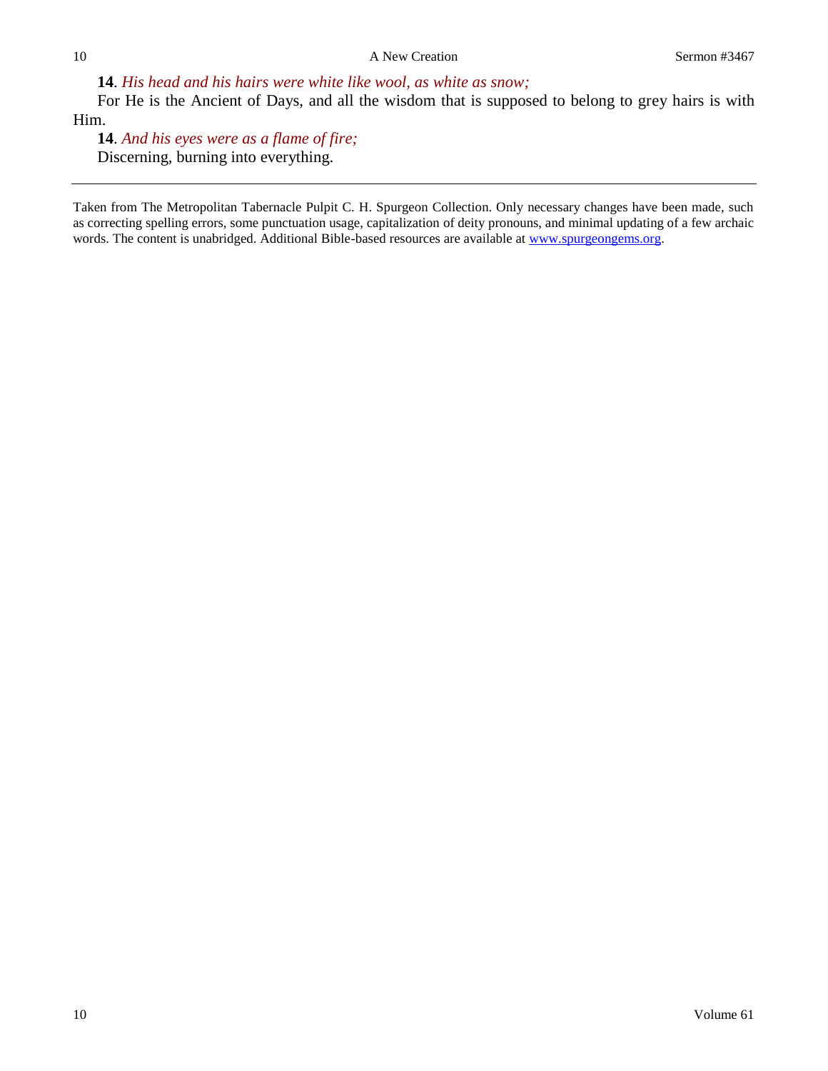**14**. *His head and his hairs were white like wool, as white as snow;*

For He is the Ancient of Days, and all the wisdom that is supposed to belong to grey hairs is with Him.

**14**. *And his eyes were as a flame of fire;*

Discerning, burning into everything.

---

Taken from The Metropolitan Tabernacle Pulpit C. H. Spurgeon Collection. Only necessary changes have been made, such as correcting spelling errors, some punctuation usage, capitalization of deity pronouns, and minimal updating of a few archaic words. The content is unabridged. Additional Bible-based resources are available at [www.spurgeongems.org](http://www.spurgeongems.org).